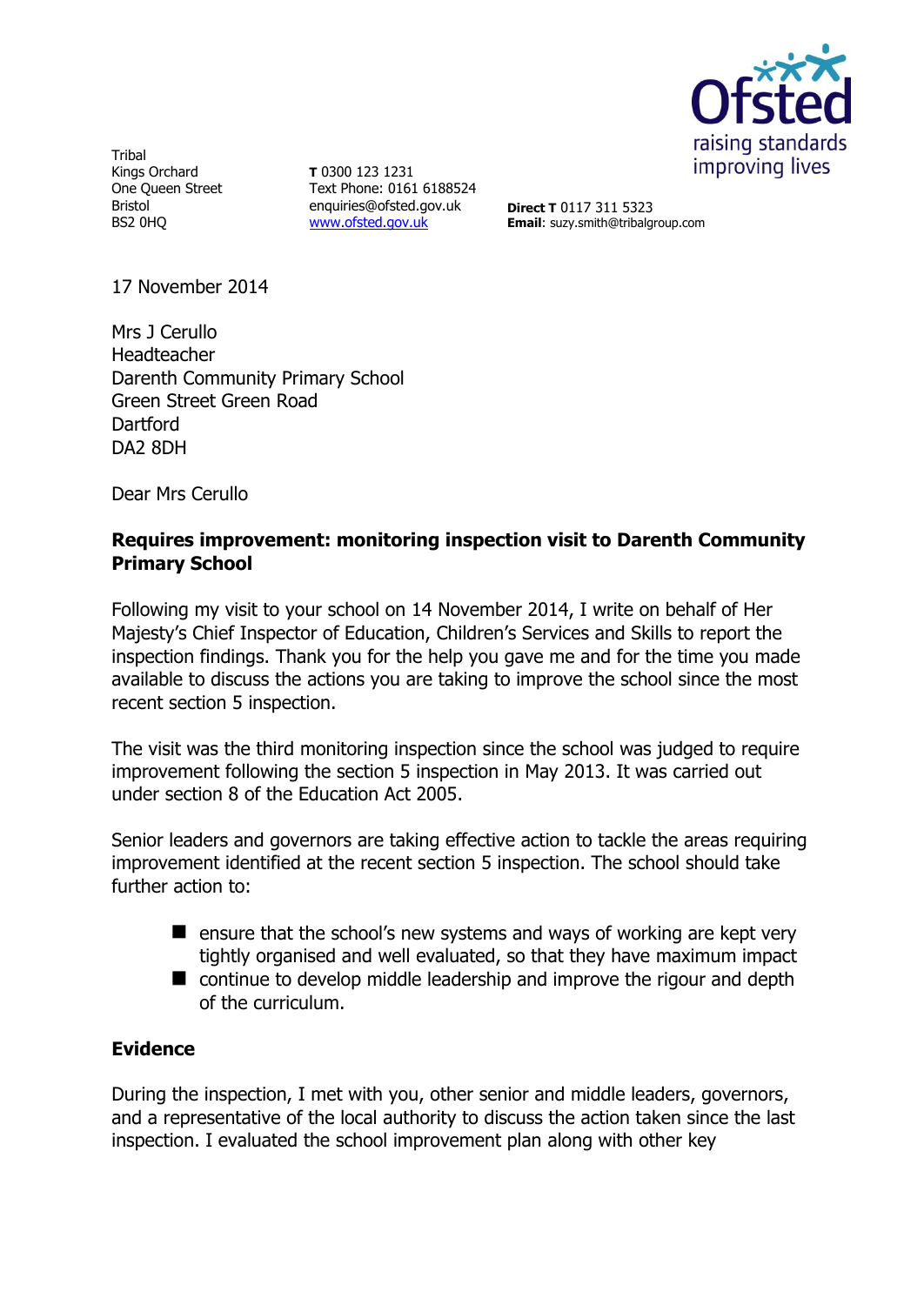Tribal
Kings Orchard
One Queen Street
Bristol
BS2 0HQ

**T** 0300 123 1231
Text Phone: 0161 6188524
enquiries@ofsted.gov.uk
www.ofsted.gov.uk

**Direct T** 0117 311 5323
**Email**: suzy.smith@tribalgroup.com

17 November 2014

Mrs J Cerullo
Headteacher
Darenth Community Primary School
Green Street Green Road
Dartford
DA2 8DH

Dear Mrs Cerullo

**Requires improvement: monitoring inspection visit to Darenth Community Primary School**

Following my visit to your school on 14 November 2014, I write on behalf of Her Majesty's Chief Inspector of Education, Children's Services and Skills to report the inspection findings. Thank you for the help you gave me and for the time you made available to discuss the actions you are taking to improve the school since the most recent section 5 inspection.

The visit was the third monitoring inspection since the school was judged to require improvement following the section 5 inspection in May 2013. It was carried out under section 8 of the Education Act 2005.

Senior leaders and governors are taking effective action to tackle the areas requiring improvement identified at the recent section 5 inspection. The school should take further action to:

- ensure that the school's new systems and ways of working are kept very tightly organised and well evaluated, so that they have maximum impact
- continue to develop middle leadership and improve the rigour and depth of the curriculum.

**Evidence**

During the inspection, I met with you, other senior and middle leaders, governors, and a representative of the local authority to discuss the action taken since the last inspection. I evaluated the school improvement plan along with other key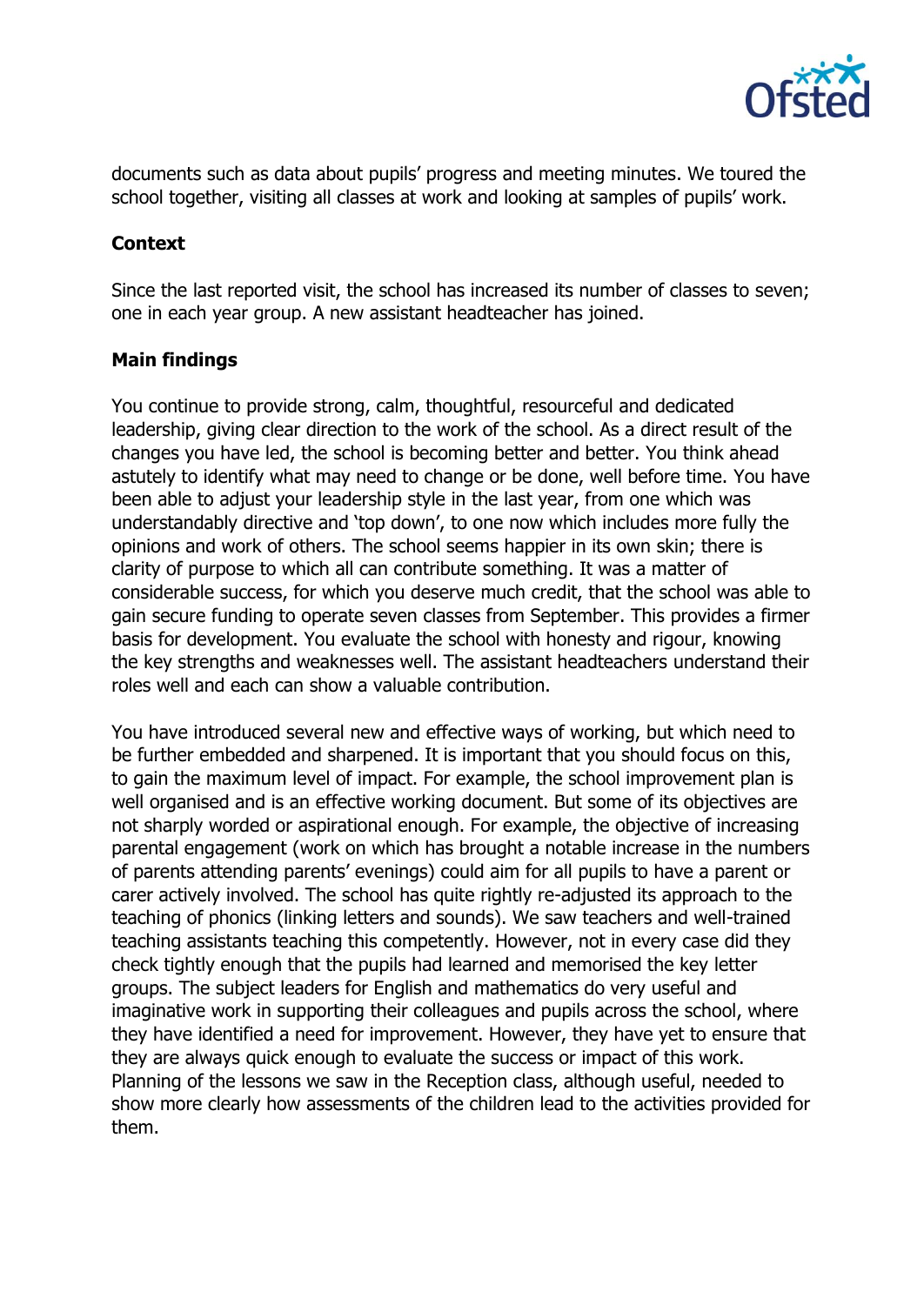documents such as data about pupils' progress and meeting minutes. We toured the school together, visiting all classes at work and looking at samples of pupils' work.

**Context**

Since the last reported visit, the school has increased its number of classes to seven; one in each year group. A new assistant headteacher has joined.

**Main findings**

You continue to provide strong, calm, thoughtful, resourceful and dedicated leadership, giving clear direction to the work of the school. As a direct result of the changes you have led, the school is becoming better and better. You think ahead astutely to identify what may need to change or be done, well before time. You have been able to adjust your leadership style in the last year, from one which was understandably directive and 'top down', to one now which includes more fully the opinions and work of others. The school seems happier in its own skin; there is clarity of purpose to which all can contribute something. It was a matter of considerable success, for which you deserve much credit, that the school was able to gain secure funding to operate seven classes from September. This provides a firmer basis for development. You evaluate the school with honesty and rigour, knowing the key strengths and weaknesses well. The assistant headteachers understand their roles well and each can show a valuable contribution.

You have introduced several new and effective ways of working, but which need to be further embedded and sharpened. It is important that you should focus on this, to gain the maximum level of impact. For example, the school improvement plan is well organised and is an effective working document. But some of its objectives are not sharply worded or aspirational enough. For example, the objective of increasing parental engagement (work on which has brought a notable increase in the numbers of parents attending parents' evenings) could aim for all pupils to have a parent or carer actively involved. The school has quite rightly re-adjusted its approach to the teaching of phonics (linking letters and sounds). We saw teachers and well-trained teaching assistants teaching this competently. However, not in every case did they check tightly enough that the pupils had learned and memorised the key letter groups. The subject leaders for English and mathematics do very useful and imaginative work in supporting their colleagues and pupils across the school, where they have identified a need for improvement. However, they have yet to ensure that they are always quick enough to evaluate the success or impact of this work. Planning of the lessons we saw in the Reception class, although useful, needed to show more clearly how assessments of the children lead to the activities provided for them.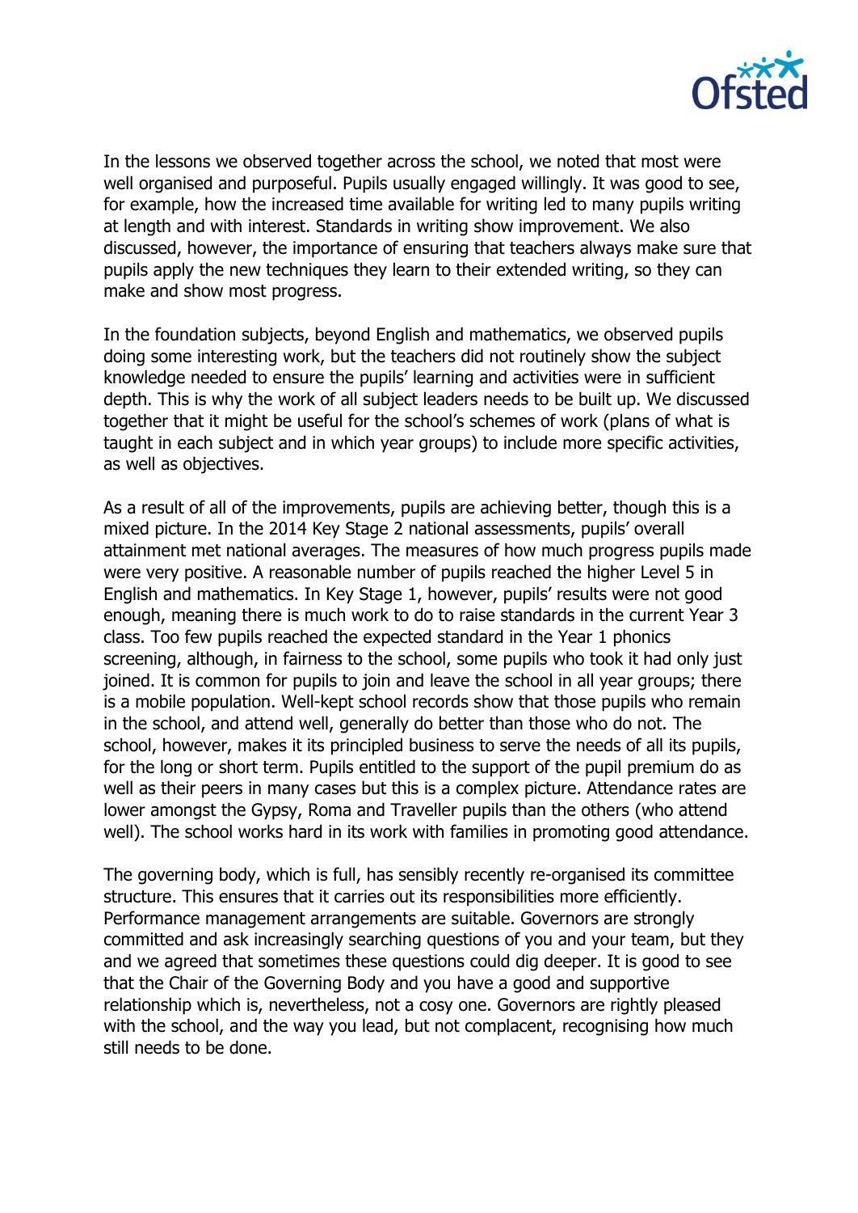In the lessons we observed together across the school, we noted that most were well organised and purposeful. Pupils usually engaged willingly. It was good to see, for example, how the increased time available for writing led to many pupils writing at length and with interest. Standards in writing show improvement. We also discussed, however, the importance of ensuring that teachers always make sure that pupils apply the new techniques they learn to their extended writing, so they can make and show most progress.

In the foundation subjects, beyond English and mathematics, we observed pupils doing some interesting work, but the teachers did not routinely show the subject knowledge needed to ensure the pupils' learning and activities were in sufficient depth. This is why the work of all subject leaders needs to be built up. We discussed together that it might be useful for the school's schemes of work (plans of what is taught in each subject and in which year groups) to include more specific activities, as well as objectives.

As a result of all of the improvements, pupils are achieving better, though this is a mixed picture. In the 2014 Key Stage 2 national assessments, pupils' overall attainment met national averages. The measures of how much progress pupils made were very positive. A reasonable number of pupils reached the higher Level 5 in English and mathematics. In Key Stage 1, however, pupils' results were not good enough, meaning there is much work to do to raise standards in the current Year 3 class. Too few pupils reached the expected standard in the Year 1 phonics screening, although, in fairness to the school, some pupils who took it had only just joined. It is common for pupils to join and leave the school in all year groups; there is a mobile population. Well-kept school records show that those pupils who remain in the school, and attend well, generally do better than those who do not. The school, however, makes it its principled business to serve the needs of all its pupils, for the long or short term. Pupils entitled to the support of the pupil premium do as well as their peers in many cases but this is a complex picture. Attendance rates are lower amongst the Gypsy, Roma and Traveller pupils than the others (who attend well). The school works hard in its work with families in promoting good attendance.

The governing body, which is full, has sensibly recently re-organised its committee structure. This ensures that it carries out its responsibilities more efficiently. Performance management arrangements are suitable. Governors are strongly committed and ask increasingly searching questions of you and your team, but they and we agreed that sometimes these questions could dig deeper. It is good to see that the Chair of the Governing Body and you have a good and supportive relationship which is, nevertheless, not a cosy one. Governors are rightly pleased with the school, and the way you lead, but not complacent, recognising how much still needs to be done.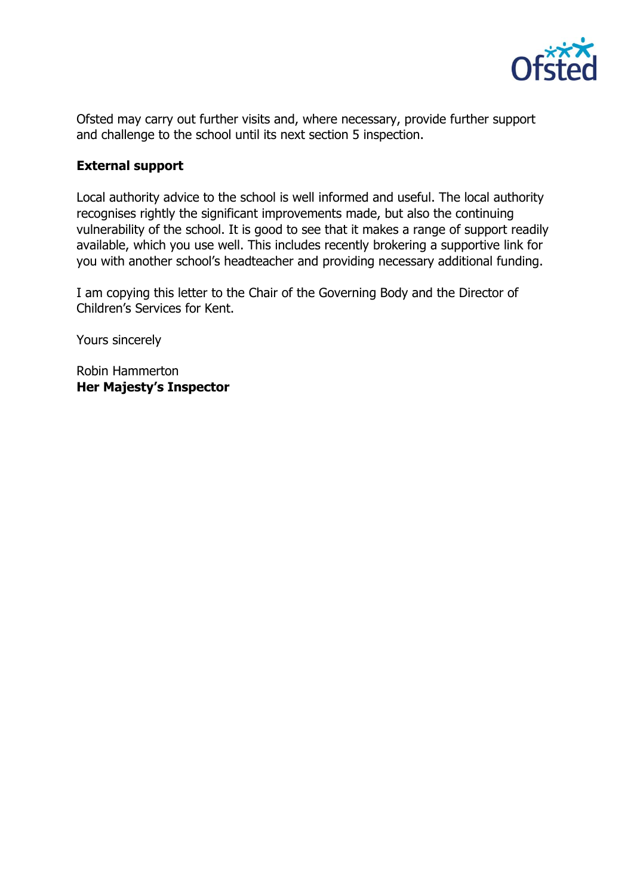Ofsted may carry out further visits and, where necessary, provide further support and challenge to the school until its next section 5 inspection.

**External support**

Local authority advice to the school is well informed and useful. The local authority recognises rightly the significant improvements made, but also the continuing vulnerability of the school. It is good to see that it makes a range of support readily available, which you use well. This includes recently brokering a supportive link for you with another school's headteacher and providing necessary additional funding.

I am copying this letter to the Chair of the Governing Body and the Director of Children's Services for Kent.

Yours sincerely

Robin Hammerton
**Her Majesty's Inspector**